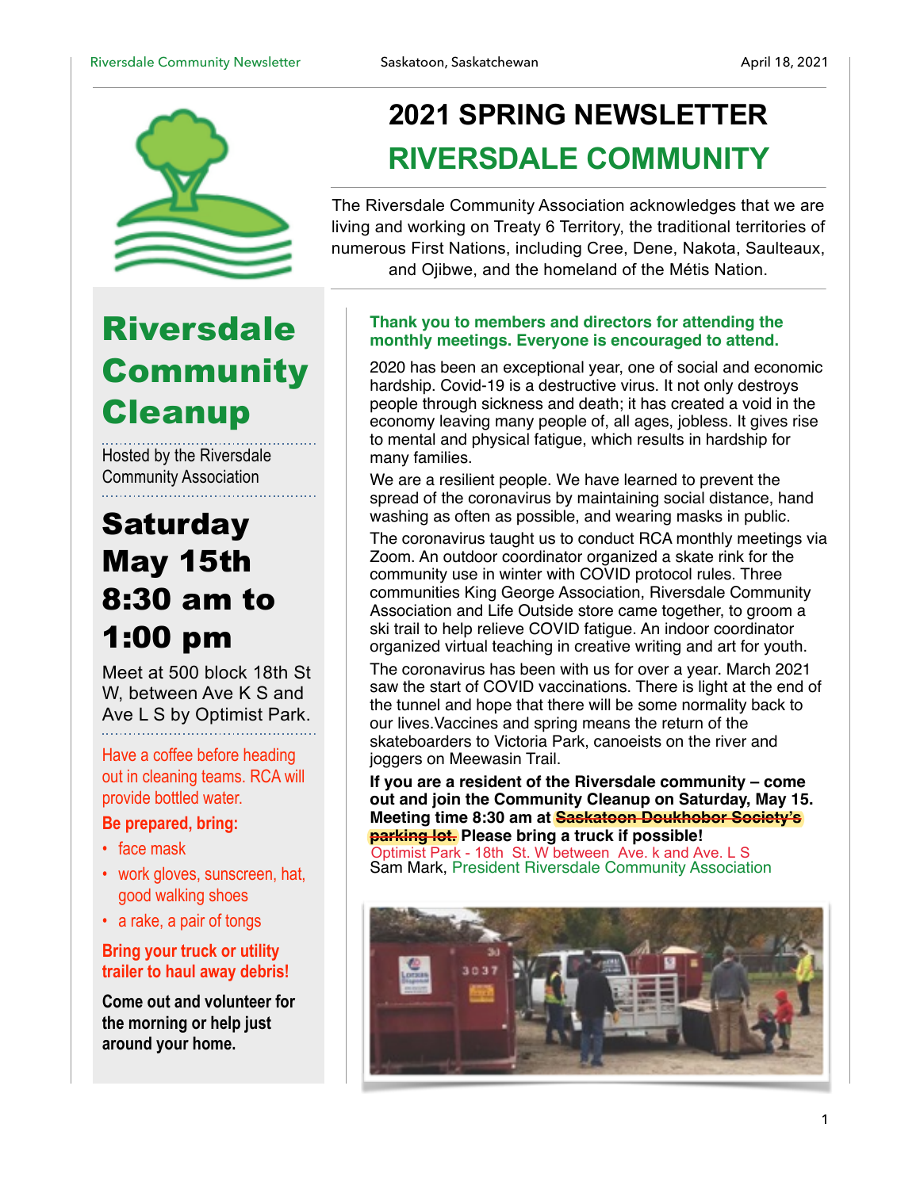# 2021 SPRING NEWSLETTER

## RIVERSDALE COMMUNITY

The Riversdale Community Association acknowledges that we are living and working on Treaty 6 Territory, the traditional territories of numerous First Nations, including Cree, Dene, Nakota, Saulteaux, and Ojibwe, and the homeland of the Métis Nation.

## Riversdale Community Cleanup

Hosted by the Riversdale Community Association

### Saturday May 15th 8:30 am to 1:00 pm

Meet at 500 block 18th St W, between Ave K S and Ave L S by Optimist Park.

Have a coffee before heading out in cleaning teams. RCA will provide bottled water.

**Be prepared, bring:**

- face mask
- work gloves, sunscreen, hat, good walking shoes
- a rake, a pair of tongs

**Bring your truck or utility trailer to haul away debris!**

**Come out and volunteer for the morning or help just around your home.**

**Thank you to members and directors for attending the monthly meetings. Everyone is encouraged to attend.**

2020 has been an exceptional year, one of social and economic hardship. Covid-19 is a destructive virus. It not only destroys people through sickness and death; it has created a void in the economy leaving many people of, all ages, jobless. It gives rise to mental and physical fatigue, which results in hardship for many families.

We are a resilient people. We have learned to prevent the spread of the coronavirus by maintaining social distance, hand washing as often as possible, and wearing masks in public.

The coronavirus taught us to conduct RCA monthly meetings via Zoom. An outdoor coordinator organized a skate rink for the community use in winter with COVID protocol rules. Three communities King George Association, Riversdale Community Association and Life Outside store came together, to groom a ski trail to help relieve COVID fatigue. An indoor coordinator organized virtual teaching in creative writing and art for youth.

The coronavirus has been with us for over a year. March 2021 saw the start of COVID vaccinations. There is light at the end of the tunnel and hope that there will be some normality back to our lives.Vaccines and spring means the return of the skateboarders to Victoria Park, canoeists on the river and joggers on Meewasin Trail.

**If you are a resident of the Riversdale community – come out and join the Community Cleanup on Saturday, May 15. Meeting time 8:30 am at ~~Saskatoon Doukhobor Society's parking lot.~~ Please bring a truck if possible!**
Optimist Park - 18th St. W between Ave. k and Ave. L S

Sam Mark, President Riversdale Community Association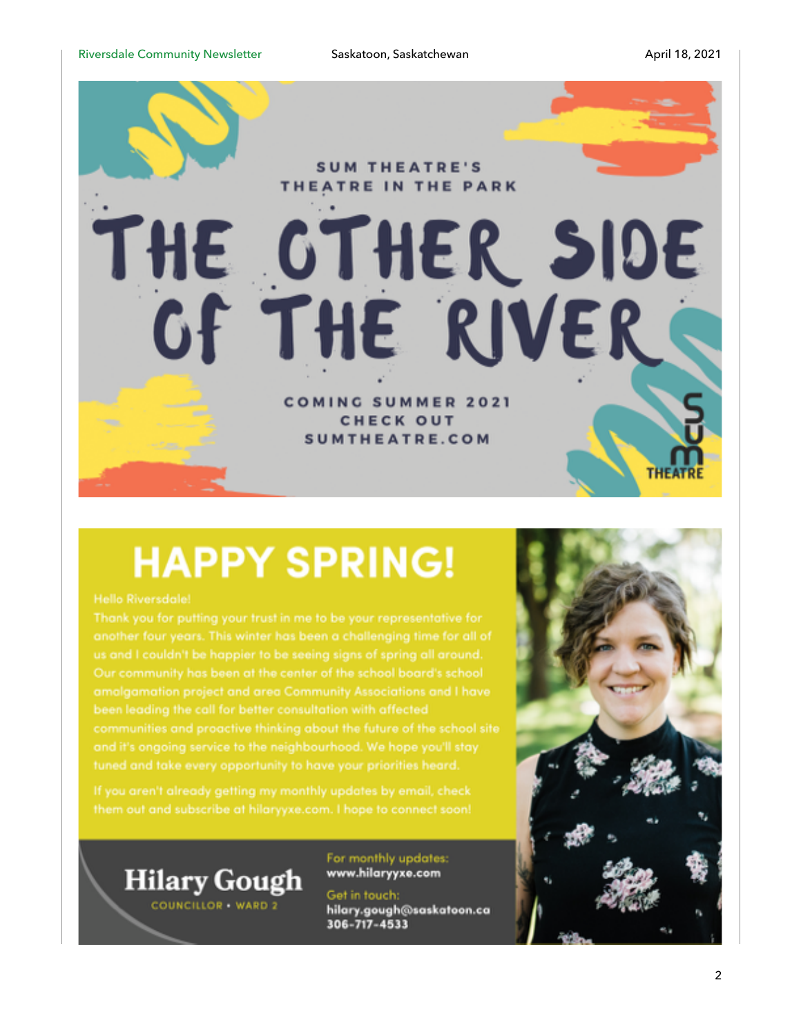SUM THEATRE'S
THEATRE IN THE PARK

# THE OTHER SIDE OF THE RIVER

COMING SUMMER 2021
CHECK OUT
SUMTHEATRE.COM

SUM THEATRE

# HAPPY SPRING!

Hello Riversdale!

Thank you for putting your trust in me to be your representative for another four years. This winter has been a challenging time for all of us and I couldn't be happier to be seeing signs of spring all around. Our community has been at the center of the school board's school amalgamation project and area Community Associations and I have been leading the call for better consultation with affected communities and proactive thinking about the future of the school site and it's ongoing service to the neighbourhood. We hope you'll stay tuned and take every opportunity to have your priorities heard.

If you aren't already getting my monthly updates by email, check them out and subscribe at hilaryyxe.com. I hope to connect soon!

**Hilary Gough**
COUNCILLOR • WARD 2

For monthly updates:
**www.hilaryyxe.com**

Get in touch:
**hilary.gough@saskatoon.ca**
**306-717-4533**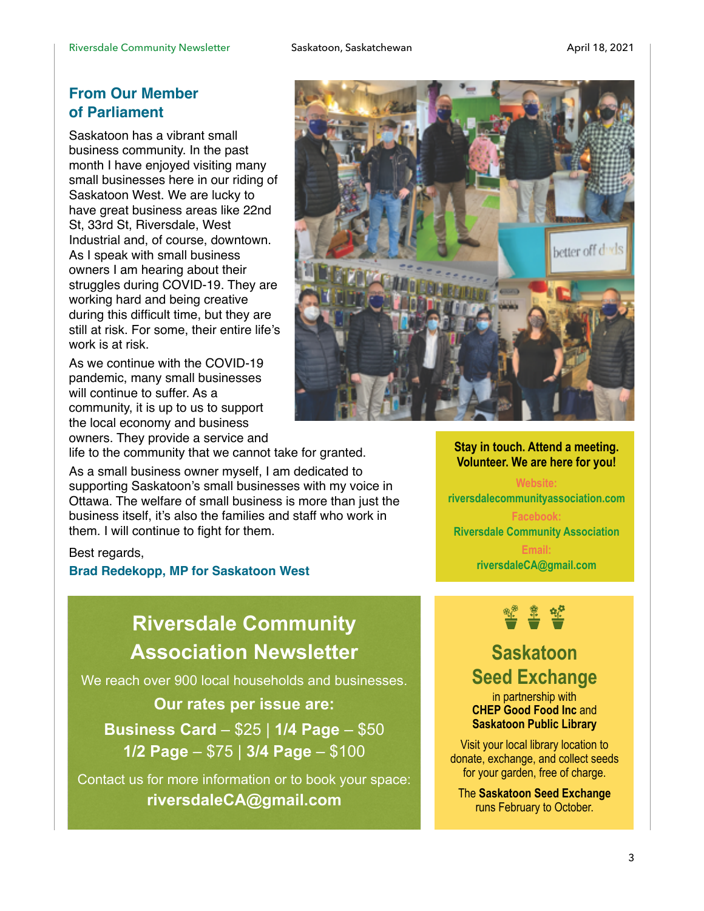## From Our Member of Parliament

Saskatoon has a vibrant small business community. In the past month I have enjoyed visiting many small businesses here in our riding of Saskatoon West. We are lucky to have great business areas like 22nd St, 33rd St, Riversdale, West Industrial and, of course, downtown. As I speak with small business owners I am hearing about their struggles during COVID-19. They are working hard and being creative during this difficult time, but they are still at risk. For some, their entire life's work is at risk.

As we continue with the COVID-19 pandemic, many small businesses will continue to suffer. As a community, it is up to us to support the local economy and business owners. They provide a service and life to the community that we cannot take for granted.

As a small business owner myself, I am dedicated to supporting Saskatoon's small businesses with my voice in Ottawa. The welfare of small business is more than just the business itself, it's also the families and staff who work in them. I will continue to fight for them.

Best regards,

**Brad Redekopp, MP for Saskatoon West**

**Stay in touch. Attend a meeting. Volunteer. We are here for you!**

Website: riversdalecommunityassociation.com

Facebook: Riversdale Community Association

Email: riversdaleCA@gmail.com

## Riversdale Community Association Newsletter

We reach over 900 local households and businesses.

**Our rates per issue are:**

**Business Card** – $25 | **1/4 Page** – $50

**1/2 Page** – $75 | **3/4 Page** – $100

Contact us for more information or to book your space:

**riversdaleCA@gmail.com**

## Saskatoon Seed Exchange

in partnership with **CHEP Good Food Inc** and **Saskatoon Public Library**

Visit your local library location to donate, exchange, and collect seeds for your garden, free of charge.

The **Saskatoon Seed Exchange** runs February to October.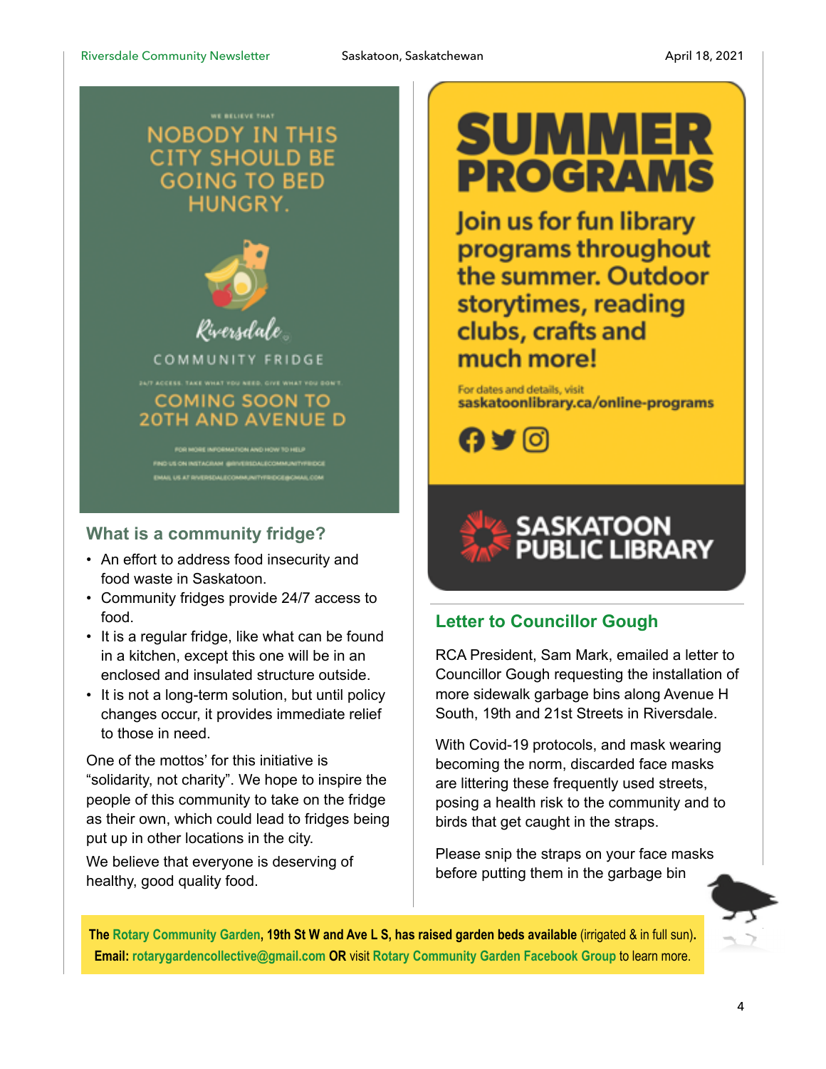WE BELIEVE THAT

NOBODY IN THIS CITY SHOULD BE GOING TO BED HUNGRY.

Riversdale

COMMUNITY FRIDGE

24/7 ACCESS. TAKE WHAT YOU NEED. GIVE WHAT YOU DON'T.

COMING SOON TO 20TH AND AVENUE D

FOR MORE INFORMATION AND HOW TO HELP

FIND US ON INSTAGRAM @RIVERSDALECOMMUNITYFRIDGE

EMAIL US AT RIVERSDALECOMMUNITYFRIDGE@GMAIL.COM

## What is a community fridge?

- An effort to address food insecurity and food waste in Saskatoon.
- Community fridges provide 24/7 access to food.
- It is a regular fridge, like what can be found in a kitchen, except this one will be in an enclosed and insulated structure outside.
- It is not a long-term solution, but until policy changes occur, it provides immediate relief to those in need.

One of the mottos' for this initiative is "solidarity, not charity". We hope to inspire the people of this community to take on the fridge as their own, which could lead to fridges being put up in other locations in the city.

We believe that everyone is deserving of healthy, good quality food.

# SUMMER PROGRAMS

Join us for fun library programs throughout the summer. Outdoor storytimes, reading clubs, crafts and much more!

For dates and details, visit **saskatoonlibrary.ca/online-programs**

SASKATOON PUBLIC LIBRARY

## Letter to Councillor Gough

RCA President, Sam Mark, emailed a letter to Councillor Gough requesting the installation of more sidewalk garbage bins along Avenue H South, 19th and 21st Streets in Riversdale.

With Covid-19 protocols, and mask wearing becoming the norm, discarded face masks are littering these frequently used streets, posing a health risk to the community and to birds that get caught in the straps.

Please snip the straps on your face masks before putting them in the garbage bin

**The Rotary Community Garden, 19th St W and Ave L S, has raised garden beds available** (irrigated & in full sun). **Email: rotarygardencollective@gmail.com OR** visit **Rotary Community Garden Facebook Group** to learn more.